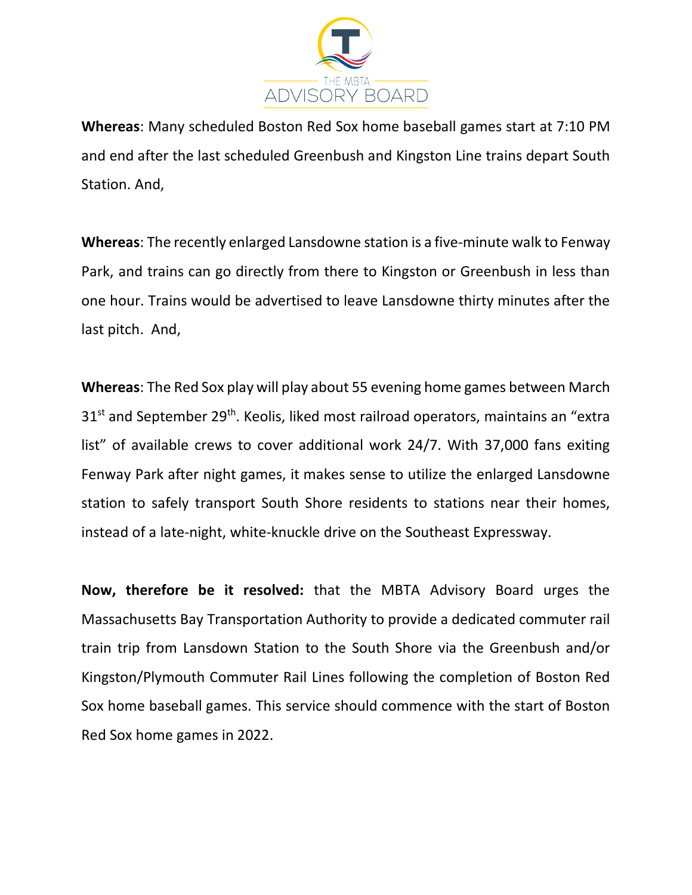THE MBTA ADVISORY BOARD

**Whereas**: Many scheduled Boston Red Sox home baseball games start at 7:10 PM and end after the last scheduled Greenbush and Kingston Line trains depart South Station. And,

**Whereas**: The recently enlarged Lansdowne station is a five-minute walk to Fenway Park, and trains can go directly from there to Kingston or Greenbush in less than one hour. Trains would be advertised to leave Lansdowne thirty minutes after the last pitch. And,

**Whereas**: The Red Sox play will play about 55 evening home games between March 31st and September 29th. Keolis, liked most railroad operators, maintains an "extra list" of available crews to cover additional work 24/7. With 37,000 fans exiting Fenway Park after night games, it makes sense to utilize the enlarged Lansdowne station to safely transport South Shore residents to stations near their homes, instead of a late-night, white-knuckle drive on the Southeast Expressway.

**Now, therefore be it resolved:** that the MBTA Advisory Board urges the Massachusetts Bay Transportation Authority to provide a dedicated commuter rail train trip from Lansdown Station to the South Shore via the Greenbush and/or Kingston/Plymouth Commuter Rail Lines following the completion of Boston Red Sox home baseball games. This service should commence with the start of Boston Red Sox home games in 2022.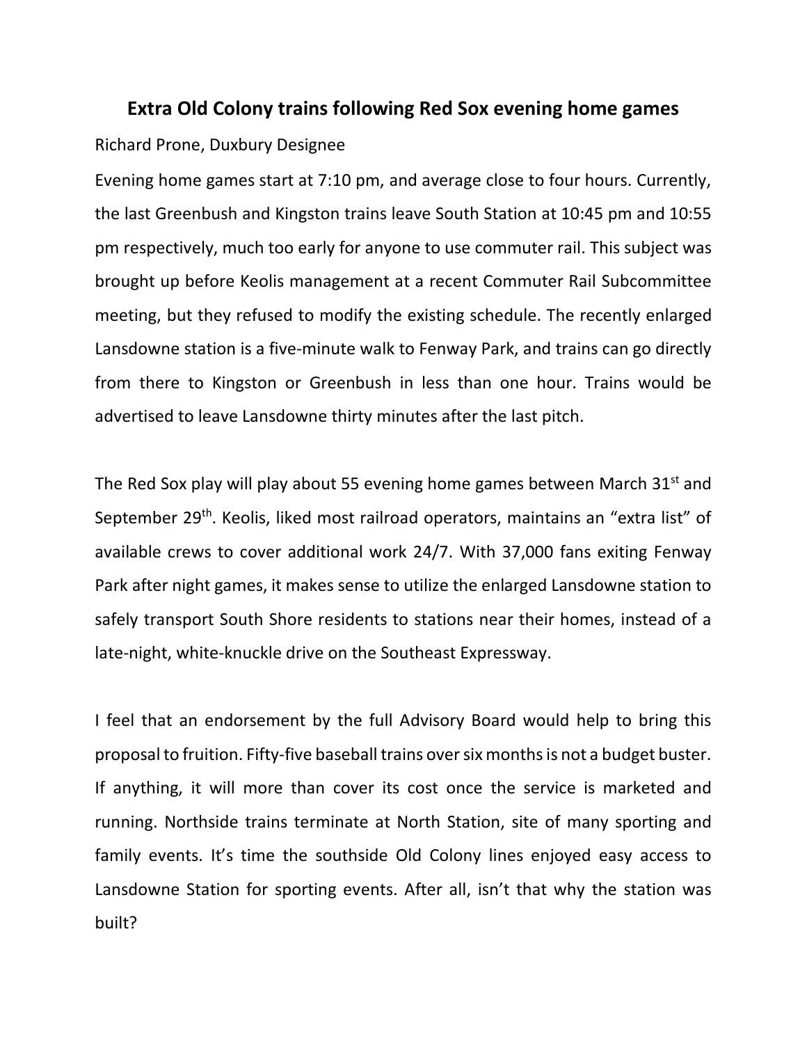# Extra Old Colony trains following Red Sox evening home games

Richard Prone, Duxbury Designee

Evening home games start at 7:10 pm, and average close to four hours. Currently, the last Greenbush and Kingston trains leave South Station at 10:45 pm and 10:55 pm respectively, much too early for anyone to use commuter rail. This subject was brought up before Keolis management at a recent Commuter Rail Subcommittee meeting, but they refused to modify the existing schedule. The recently enlarged Lansdowne station is a five-minute walk to Fenway Park, and trains can go directly from there to Kingston or Greenbush in less than one hour. Trains would be advertised to leave Lansdowne thirty minutes after the last pitch.

The Red Sox play will play about 55 evening home games between March 31st and September 29th. Keolis, liked most railroad operators, maintains an "extra list" of available crews to cover additional work 24/7. With 37,000 fans exiting Fenway Park after night games, it makes sense to utilize the enlarged Lansdowne station to safely transport South Shore residents to stations near their homes, instead of a late-night, white-knuckle drive on the Southeast Expressway.

I feel that an endorsement by the full Advisory Board would help to bring this proposal to fruition. Fifty-five baseball trains over six months is not a budget buster. If anything, it will more than cover its cost once the service is marketed and running. Northside trains terminate at North Station, site of many sporting and family events. It's time the southside Old Colony lines enjoyed easy access to Lansdowne Station for sporting events. After all, isn't that why the station was built?